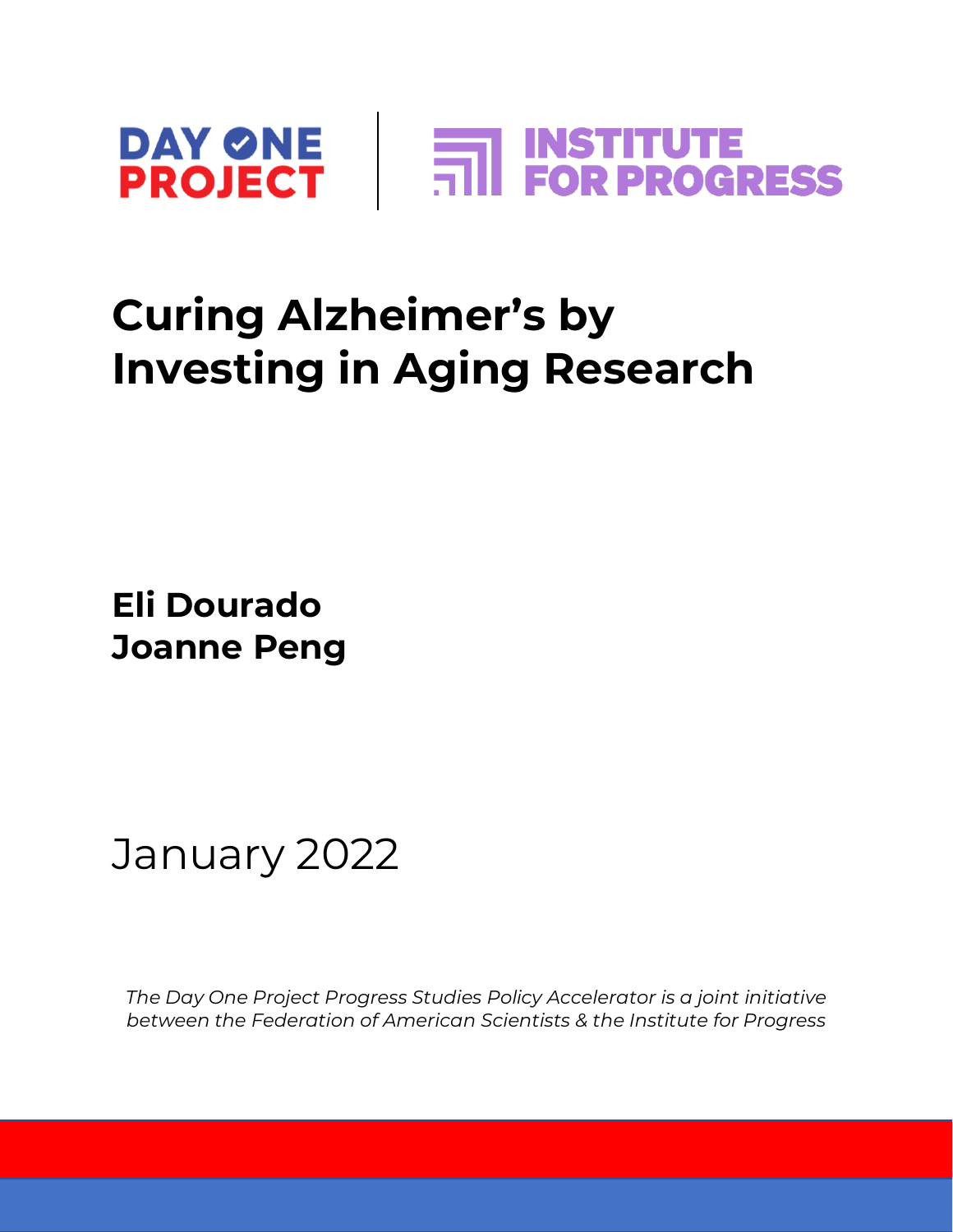DAY ONE PROJECT | INSTITUTE FOR PROGRESS

# Curing Alzheimer's by Investing in Aging Research

**Eli Dourado**
**Joanne Peng**

January 2022

*The Day One Project Progress Studies Policy Accelerator is a joint initiative between the Federation of American Scientists & the Institute for Progress*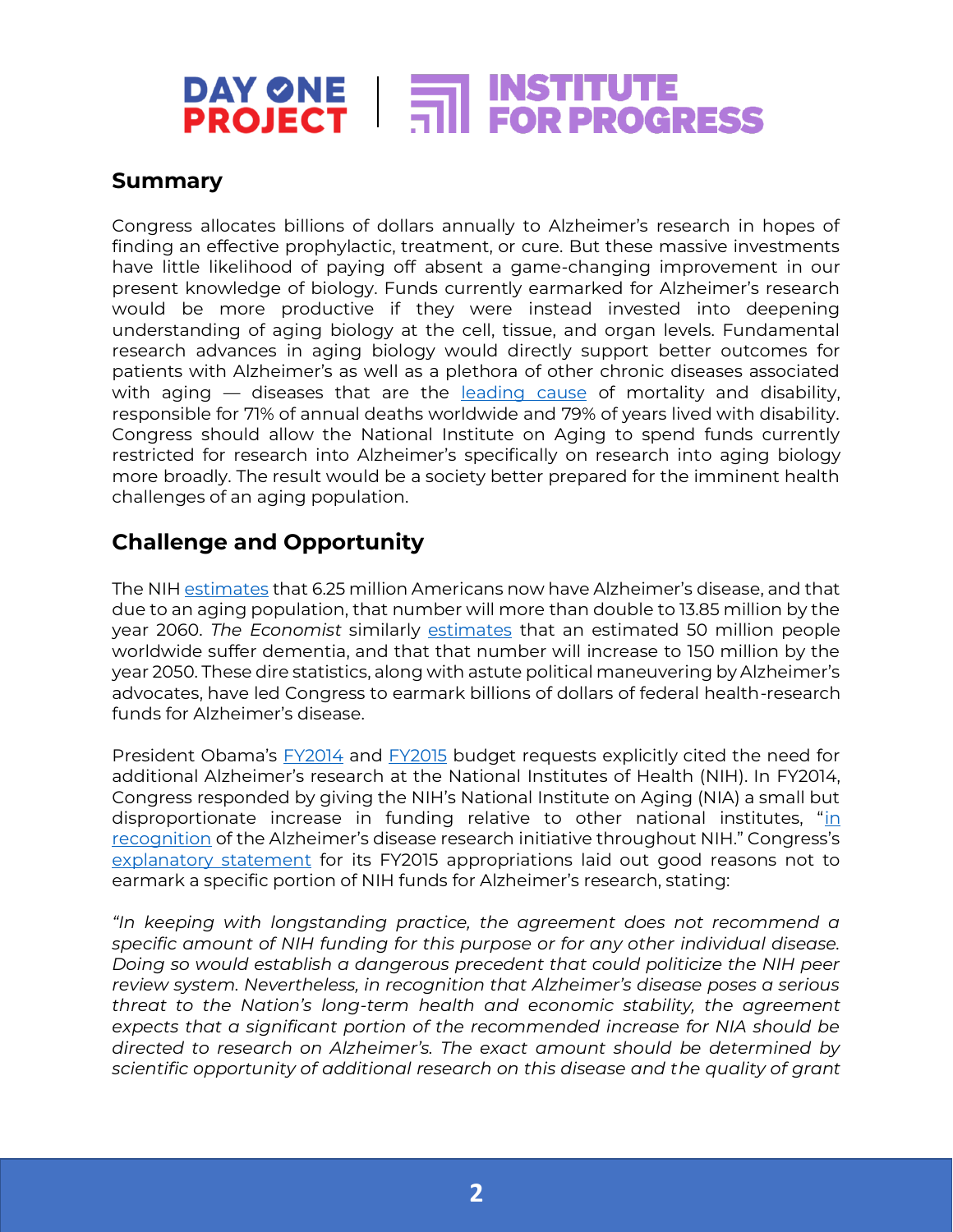## Summary

Congress allocates billions of dollars annually to Alzheimer's research in hopes of finding an effective prophylactic, treatment, or cure. But these massive investments have little likelihood of paying off absent a game-changing improvement in our present knowledge of biology. Funds currently earmarked for Alzheimer's research would be more productive if they were instead invested into deepening understanding of aging biology at the cell, tissue, and organ levels. Fundamental research advances in aging biology would directly support better outcomes for patients with Alzheimer's as well as a plethora of other chronic diseases associated with aging — diseases that are the leading cause of mortality and disability, responsible for 71% of annual deaths worldwide and 79% of years lived with disability. Congress should allow the National Institute on Aging to spend funds currently restricted for research into Alzheimer's specifically on research into aging biology more broadly. The result would be a society better prepared for the imminent health challenges of an aging population.

## Challenge and Opportunity

The NIH estimates that 6.25 million Americans now have Alzheimer's disease, and that due to an aging population, that number will more than double to 13.85 million by the year 2060. *The Economist* similarly estimates that an estimated 50 million people worldwide suffer dementia, and that that number will increase to 150 million by the year 2050. These dire statistics, along with astute political maneuvering by Alzheimer's advocates, have led Congress to earmark billions of dollars of federal health-research funds for Alzheimer's disease.

President Obama's FY2014 and FY2015 budget requests explicitly cited the need for additional Alzheimer's research at the National Institutes of Health (NIH). In FY2014, Congress responded by giving the NIH's National Institute on Aging (NIA) a small but disproportionate increase in funding relative to other national institutes, "in recognition of the Alzheimer's disease research initiative throughout NIH." Congress's explanatory statement for its FY2015 appropriations laid out good reasons not to earmark a specific portion of NIH funds for Alzheimer's research, stating:

*"In keeping with longstanding practice, the agreement does not recommend a specific amount of NIH funding for this purpose or for any other individual disease. Doing so would establish a dangerous precedent that could politicize the NIH peer review system. Nevertheless, in recognition that Alzheimer's disease poses a serious threat to the Nation's long-term health and economic stability, the agreement expects that a significant portion of the recommended increase for NIA should be directed to research on Alzheimer's. The exact amount should be determined by scientific opportunity of additional research on this disease and the quality of grant*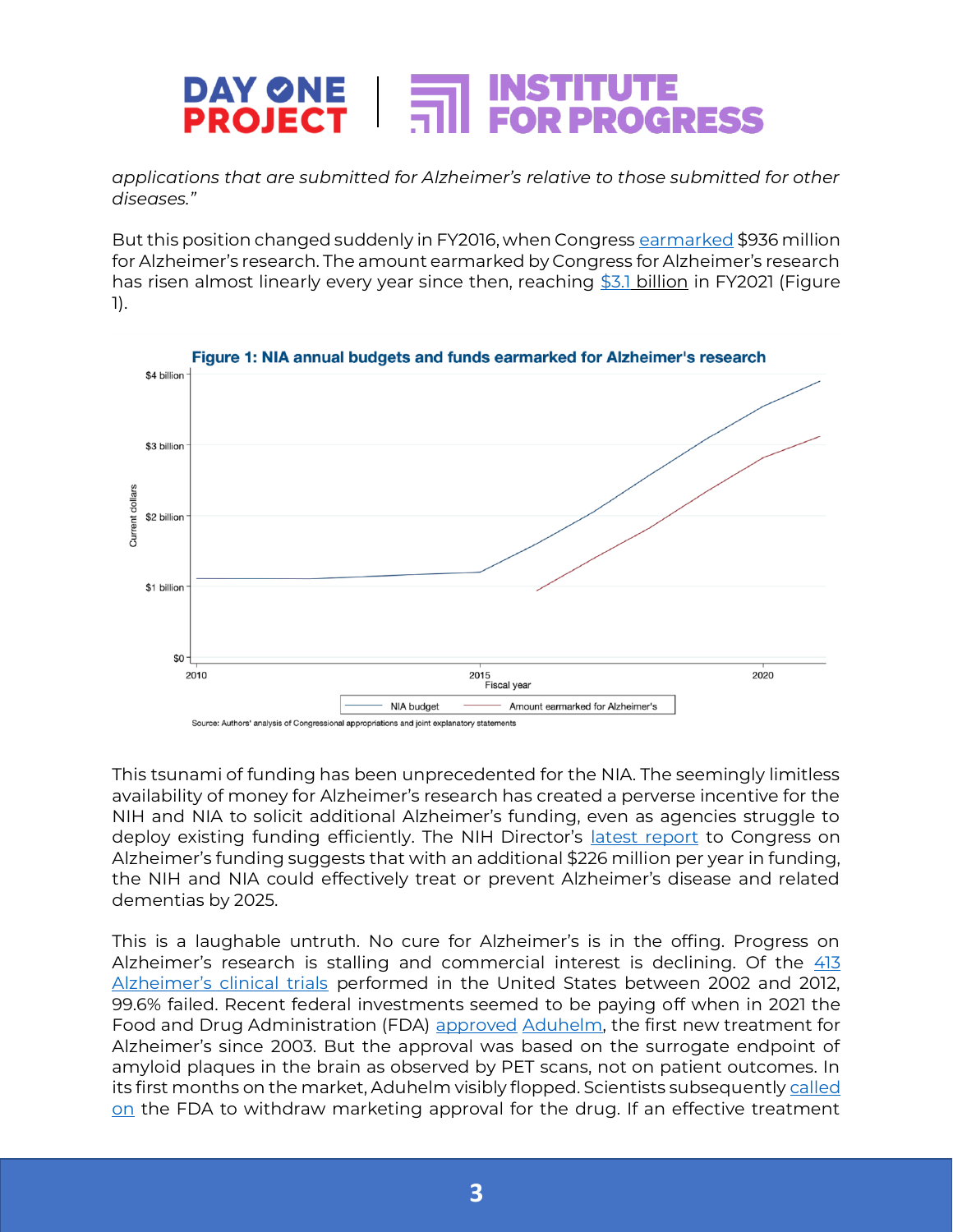*applications that are submitted for Alzheimer's relative to those submitted for other diseases."*

But this position changed suddenly in FY2016, when Congress earmarked $936 million for Alzheimer's research. The amount earmarked by Congress for Alzheimer's research has risen almost linearly every year since then, reaching $3.1 billion in FY2021 (Figure 1).

**Figure 1: NIA annual budgets and funds earmarked for Alzheimer's research**

Source: Authors' analysis of Congressional appropriations and joint explanatory statements

This tsunami of funding has been unprecedented for the NIA. The seemingly limitless availability of money for Alzheimer's research has created a perverse incentive for the NIH and NIA to solicit additional Alzheimer's funding, even as agencies struggle to deploy existing funding efficiently. The NIH Director's latest report to Congress on Alzheimer's funding suggests that with an additional $226 million per year in funding, the NIH and NIA could effectively treat or prevent Alzheimer's disease and related dementias by 2025.

This is a laughable untruth. No cure for Alzheimer's is in the offing. Progress on Alzheimer's research is stalling and commercial interest is declining. Of the 413 Alzheimer's clinical trials performed in the United States between 2002 and 2012, 99.6% failed. Recent federal investments seemed to be paying off when in 2021 the Food and Drug Administration (FDA) approved Aduhelm, the first new treatment for Alzheimer's since 2003. But the approval was based on the surrogate endpoint of amyloid plaques in the brain as observed by PET scans, not on patient outcomes. In its first months on the market, Aduhelm visibly flopped. Scientists subsequently called on the FDA to withdraw marketing approval for the drug. If an effective treatment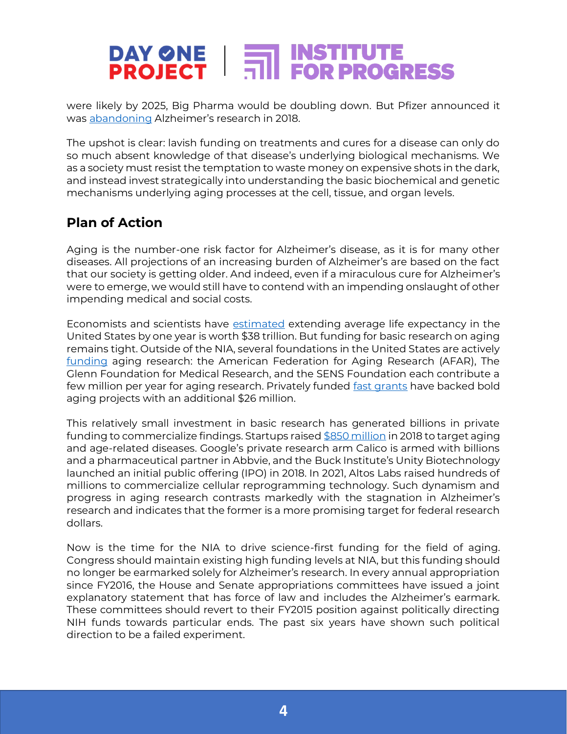were likely by 2025, Big Pharma would be doubling down. But Pfizer announced it was abandoning Alzheimer's research in 2018.

The upshot is clear: lavish funding on treatments and cures for a disease can only do so much absent knowledge of that disease's underlying biological mechanisms. We as a society must resist the temptation to waste money on expensive shots in the dark, and instead invest strategically into understanding the basic biochemical and genetic mechanisms underlying aging processes at the cell, tissue, and organ levels.

## Plan of Action

Aging is the number-one risk factor for Alzheimer's disease, as it is for many other diseases. All projections of an increasing burden of Alzheimer's are based on the fact that our society is getting older. And indeed, even if a miraculous cure for Alzheimer's were to emerge, we would still have to contend with an impending onslaught of other impending medical and social costs.

Economists and scientists have estimated extending average life expectancy in the United States by one year is worth $38 trillion. But funding for basic research on aging remains tight. Outside of the NIA, several foundations in the United States are actively funding aging research: the American Federation for Aging Research (AFAR), The Glenn Foundation for Medical Research, and the SENS Foundation each contribute a few million per year for aging research. Privately funded fast grants have backed bold aging projects with an additional $26 million.

This relatively small investment in basic research has generated billions in private funding to commercialize findings. Startups raised $850 million in 2018 to target aging and age-related diseases. Google's private research arm Calico is armed with billions and a pharmaceutical partner in Abbvie, and the Buck Institute's Unity Biotechnology launched an initial public offering (IPO) in 2018. In 2021, Altos Labs raised hundreds of millions to commercialize cellular reprogramming technology. Such dynamism and progress in aging research contrasts markedly with the stagnation in Alzheimer's research and indicates that the former is a more promising target for federal research dollars.

Now is the time for the NIA to drive science-first funding for the field of aging. Congress should maintain existing high funding levels at NIA, but this funding should no longer be earmarked solely for Alzheimer's research. In every annual appropriation since FY2016, the House and Senate appropriations committees have issued a joint explanatory statement that has force of law and includes the Alzheimer's earmark. These committees should revert to their FY2015 position against politically directing NIH funds towards particular ends. The past six years have shown such political direction to be a failed experiment.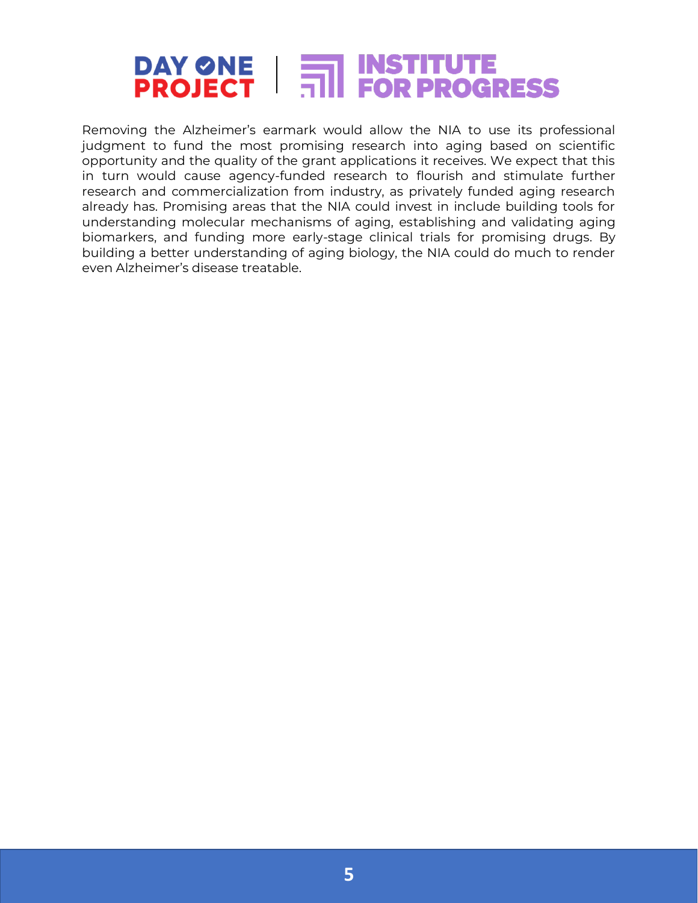Removing the Alzheimer's earmark would allow the NIA to use its professional judgment to fund the most promising research into aging based on scientific opportunity and the quality of the grant applications it receives. We expect that this in turn would cause agency-funded research to flourish and stimulate further research and commercialization from industry, as privately funded aging research already has. Promising areas that the NIA could invest in include building tools for understanding molecular mechanisms of aging, establishing and validating aging biomarkers, and funding more early-stage clinical trials for promising drugs. By building a better understanding of aging biology, the NIA could do much to render even Alzheimer's disease treatable.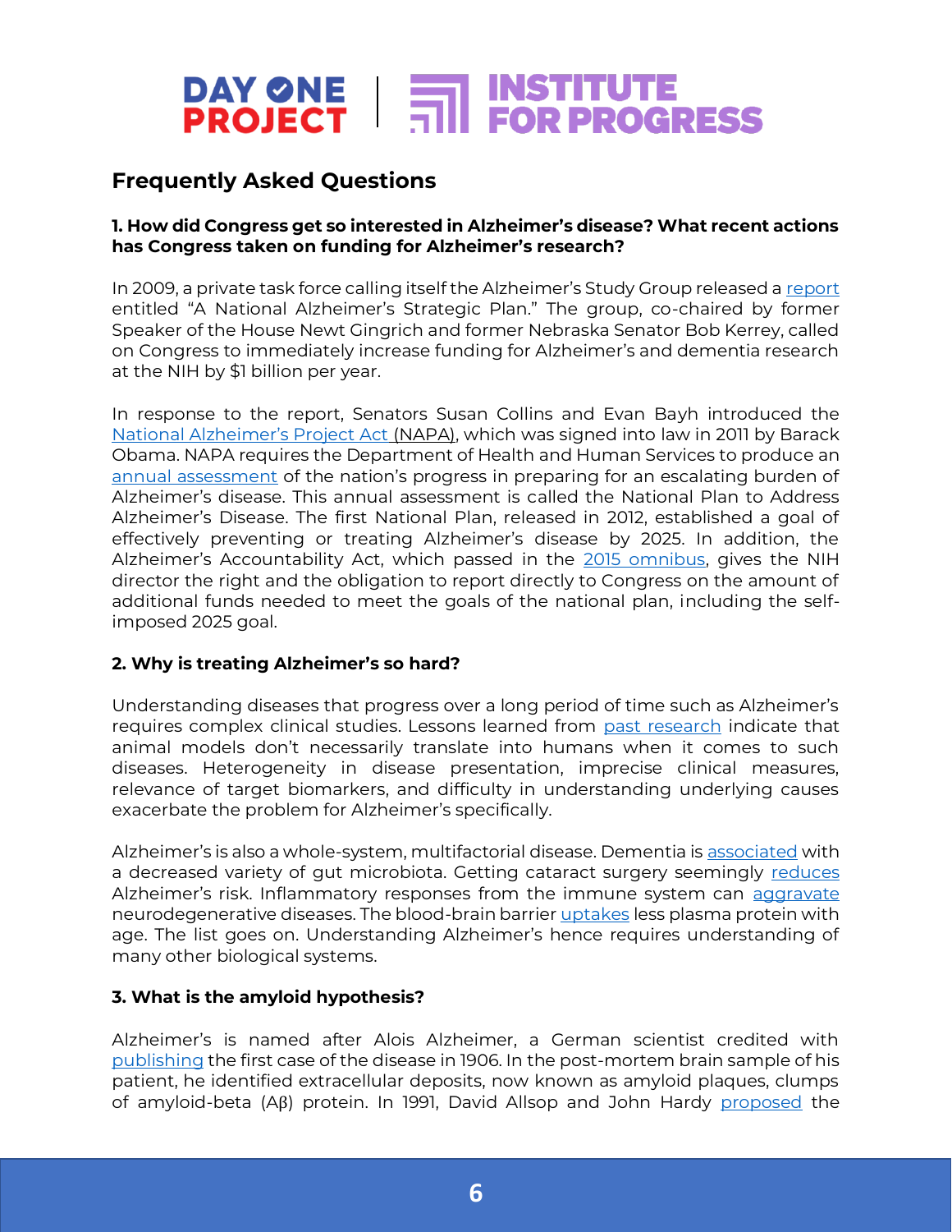## Frequently Asked Questions

### 1. How did Congress get so interested in Alzheimer's disease? What recent actions has Congress taken on funding for Alzheimer's research?

In 2009, a private task force calling itself the Alzheimer's Study Group released a report entitled "A National Alzheimer's Strategic Plan." The group, co-chaired by former Speaker of the House Newt Gingrich and former Nebraska Senator Bob Kerrey, called on Congress to immediately increase funding for Alzheimer's and dementia research at the NIH by $1 billion per year.

In response to the report, Senators Susan Collins and Evan Bayh introduced the National Alzheimer's Project Act (NAPA), which was signed into law in 2011 by Barack Obama. NAPA requires the Department of Health and Human Services to produce an annual assessment of the nation's progress in preparing for an escalating burden of Alzheimer's disease. This annual assessment is called the National Plan to Address Alzheimer's Disease. The first National Plan, released in 2012, established a goal of effectively preventing or treating Alzheimer's disease by 2025. In addition, the Alzheimer's Accountability Act, which passed in the 2015 omnibus, gives the NIH director the right and the obligation to report directly to Congress on the amount of additional funds needed to meet the goals of the national plan, including the self-imposed 2025 goal.

### 2. Why is treating Alzheimer's so hard?

Understanding diseases that progress over a long period of time such as Alzheimer's requires complex clinical studies. Lessons learned from past research indicate that animal models don't necessarily translate into humans when it comes to such diseases. Heterogeneity in disease presentation, imprecise clinical measures, relevance of target biomarkers, and difficulty in understanding underlying causes exacerbate the problem for Alzheimer's specifically.

Alzheimer's is also a whole-system, multifactorial disease. Dementia is associated with a decreased variety of gut microbiota. Getting cataract surgery seemingly reduces Alzheimer's risk. Inflammatory responses from the immune system can aggravate neurodegenerative diseases. The blood-brain barrier uptakes less plasma protein with age. The list goes on. Understanding Alzheimer's hence requires understanding of many other biological systems.

### 3. What is the amyloid hypothesis?

Alzheimer's is named after Alois Alzheimer, a German scientist credited with publishing the first case of the disease in 1906. In the post-mortem brain sample of his patient, he identified extracellular deposits, now known as amyloid plaques, clumps of amyloid-beta (Aβ) protein. In 1991, David Allsop and John Hardy proposed the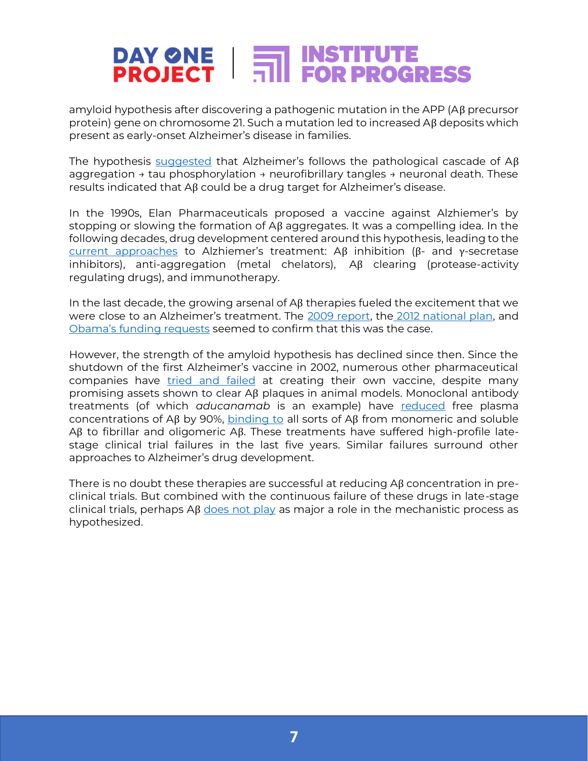amyloid hypothesis after discovering a pathogenic mutation in the APP (Aβ precursor protein) gene on chromosome 21. Such a mutation led to increased Aβ deposits which present as early-onset Alzheimer's disease in families.

The hypothesis suggested that Alzheimer's follows the pathological cascade of Aβ aggregation → tau phosphorylation → neurofibrillary tangles → neuronal death. These results indicated that Aβ could be a drug target for Alzheimer's disease.

In the 1990s, Elan Pharmaceuticals proposed a vaccine against Alzhiemer's by stopping or slowing the formation of Aβ aggregates. It was a compelling idea. In the following decades, drug development centered around this hypothesis, leading to the current approaches to Alzheimer's treatment: Aβ inhibition (β- and γ-secretase inhibitors), anti-aggregation (metal chelators), Aβ clearing (protease-activity regulating drugs), and immunotherapy.

In the last decade, the growing arsenal of Aβ therapies fueled the excitement that we were close to an Alzheimer's treatment. The 2009 report, the 2012 national plan, and Obama's funding requests seemed to confirm that this was the case.

However, the strength of the amyloid hypothesis has declined since then. Since the shutdown of the first Alzheimer's vaccine in 2002, numerous other pharmaceutical companies have tried and failed at creating their own vaccine, despite many promising assets shown to clear Aβ plaques in animal models. Monoclonal antibody treatments (of which *aducanamab* is an example) have reduced free plasma concentrations of Aβ by 90%, binding to all sorts of Aβ from monomeric and soluble Aβ to fibrillar and oligomeric Aβ. These treatments have suffered high-profile late-stage clinical trial failures in the last five years. Similar failures surround other approaches to Alzheimer's drug development.

There is no doubt these therapies are successful at reducing Aβ concentration in pre-clinical trials. But combined with the continuous failure of these drugs in late-stage clinical trials, perhaps Aβ does not play as major a role in the mechanistic process as hypothesized.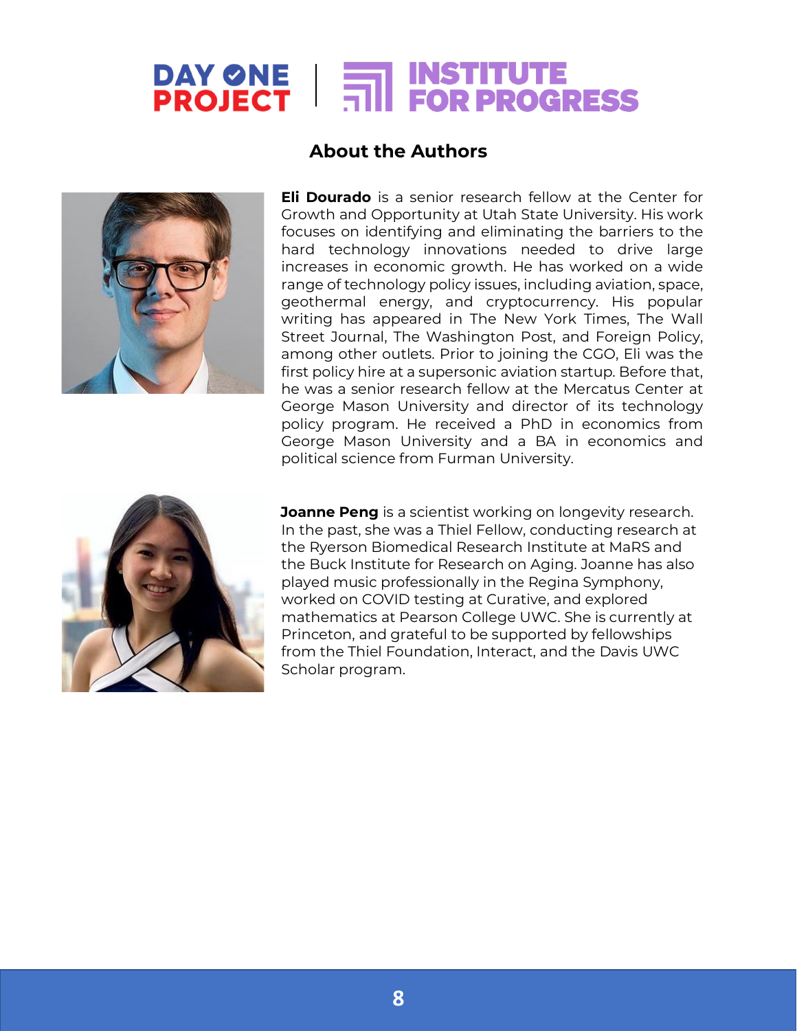## About the Authors

**Eli Dourado** is a senior research fellow at the Center for Growth and Opportunity at Utah State University. His work focuses on identifying and eliminating the barriers to the hard technology innovations needed to drive large increases in economic growth. He has worked on a wide range of technology policy issues, including aviation, space, geothermal energy, and cryptocurrency. His popular writing has appeared in The New York Times, The Wall Street Journal, The Washington Post, and Foreign Policy, among other outlets. Prior to joining the CGO, Eli was the first policy hire at a supersonic aviation startup. Before that, he was a senior research fellow at the Mercatus Center at George Mason University and director of its technology policy program. He received a PhD in economics from George Mason University and a BA in economics and political science from Furman University.

**Joanne Peng** is a scientist working on longevity research. In the past, she was a Thiel Fellow, conducting research at the Ryerson Biomedical Research Institute at MaRS and the Buck Institute for Research on Aging. Joanne has also played music professionally in the Regina Symphony, worked on COVID testing at Curative, and explored mathematics at Pearson College UWC. She is currently at Princeton, and grateful to be supported by fellowships from the Thiel Foundation, Interact, and the Davis UWC Scholar program.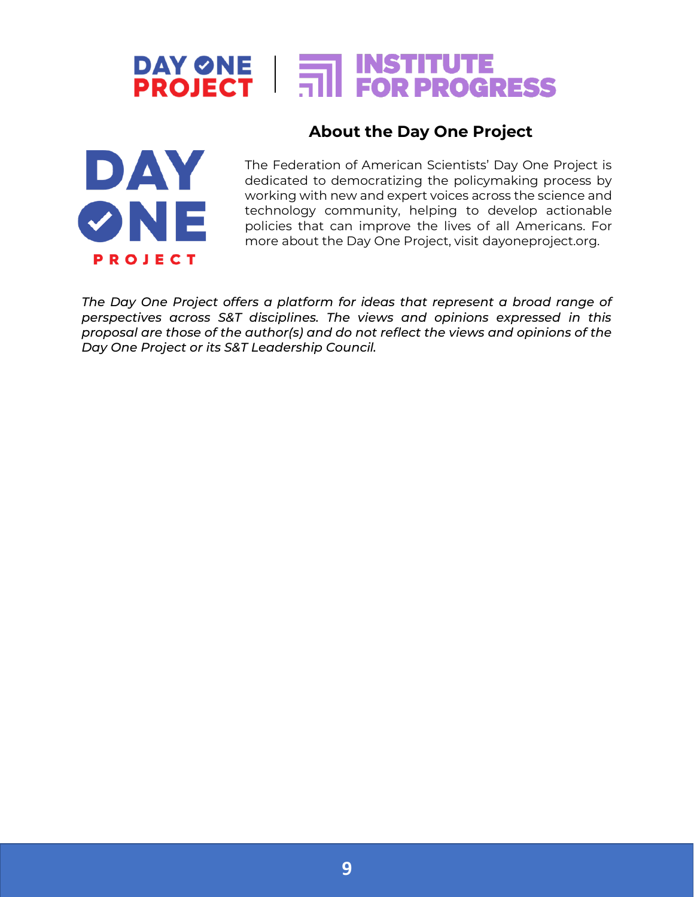## About the Day One Project

The Federation of American Scientists' Day One Project is dedicated to democratizing the policymaking process by working with new and expert voices across the science and technology community, helping to develop actionable policies that can improve the lives of all Americans. For more about the Day One Project, visit dayoneproject.org.

*The Day One Project offers a platform for ideas that represent a broad range of perspectives across S&T disciplines. The views and opinions expressed in this proposal are those of the author(s) and do not reflect the views and opinions of the Day One Project or its S&T Leadership Council.*